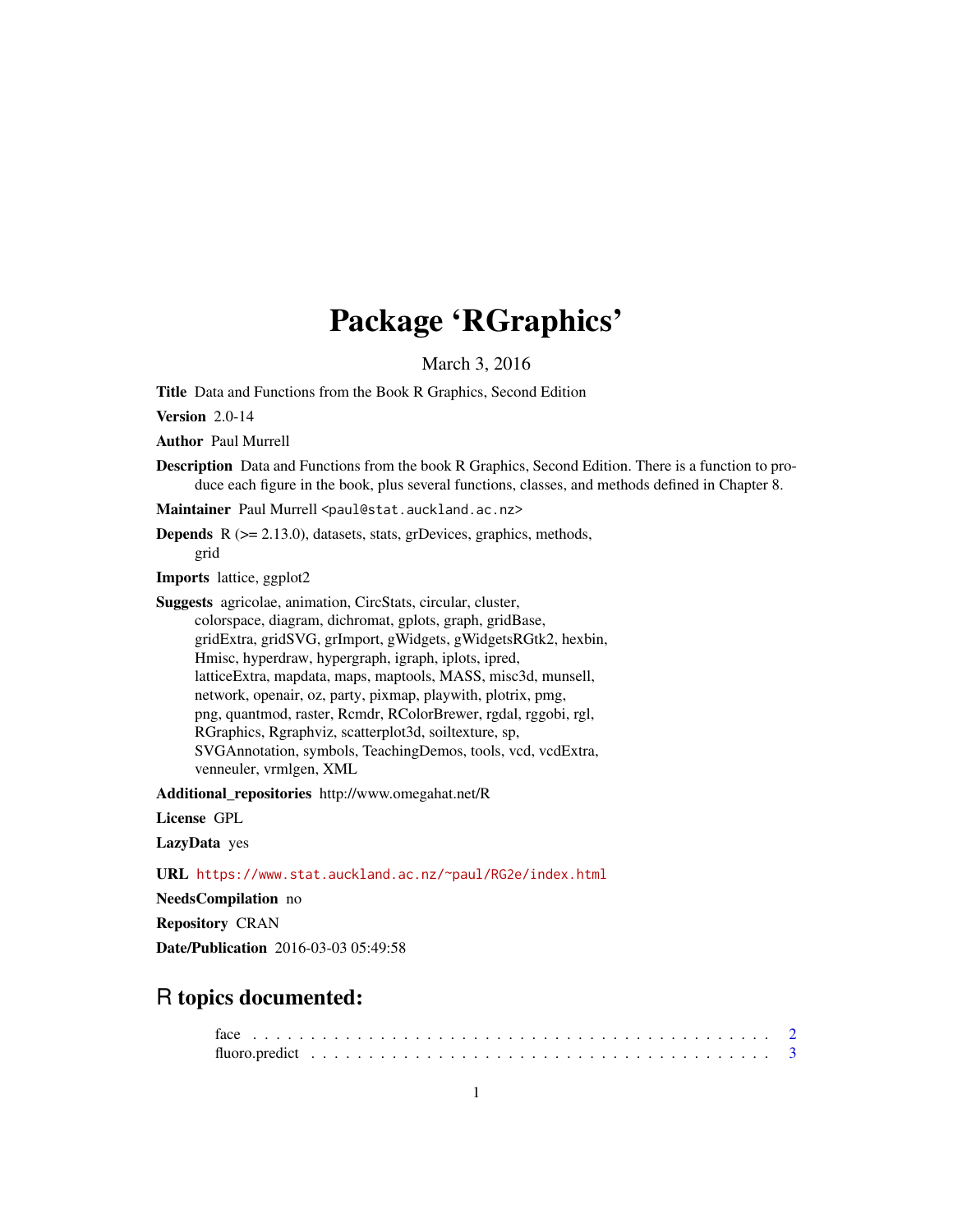# Package 'RGraphics'

March 3, 2016

**Title** Data and Functions from the Book R Graphics, Second Edition

**Version** 2.0-14

**Author** Paul Murrell

**Description** Data and Functions from the book R Graphics, Second Edition. There is a function to produce each figure in the book, plus several functions, classes, and methods defined in Chapter 8.

**Maintainer** Paul Murrell <paul@stat.auckland.ac.nz>

**Depends** R (>= 2.13.0), datasets, stats, grDevices, graphics, methods, grid

**Imports** lattice, ggplot2

**Suggests** agricolae, animation, CircStats, circular, cluster, colorspace, diagram, dichromat, gplots, graph, gridBase, gridExtra, gridSVG, grImport, gWidgets, gWidgetsRGtk2, hexbin, Hmisc, hyperdraw, hypergraph, igraph, iplots, ipred, latticeExtra, mapdata, maps, maptools, MASS, misc3d, munsell, network, openair, oz, party, pixmap, playwith, plotrix, pmg, png, quantmod, raster, Rcmdr, RColorBrewer, rgdal, rggobi, rgl, RGraphics, Rgraphviz, scatterplot3d, soiltexture, sp, SVGAnnotation, symbols, TeachingDemos, tools, vcd, vcdExtra, venneuler, vrmlgen, XML

**Additional_repositories** http://www.omegahat.net/R

**License** GPL

**LazyData** yes

**URL** https://www.stat.auckland.ac.nz/~paul/RG2e/index.html

**NeedsCompilation** no

**Repository** CRAN

**Date/Publication** 2016-03-03 05:49:58

## R topics documented:

face . . . . . . . . . . . . . . . . . . . . . . . . . . . . . . . . . . . . . . . . . . . . 2
fluoro.predict . . . . . . . . . . . . . . . . . . . . . . . . . . . . . . . . . . . . . . . 3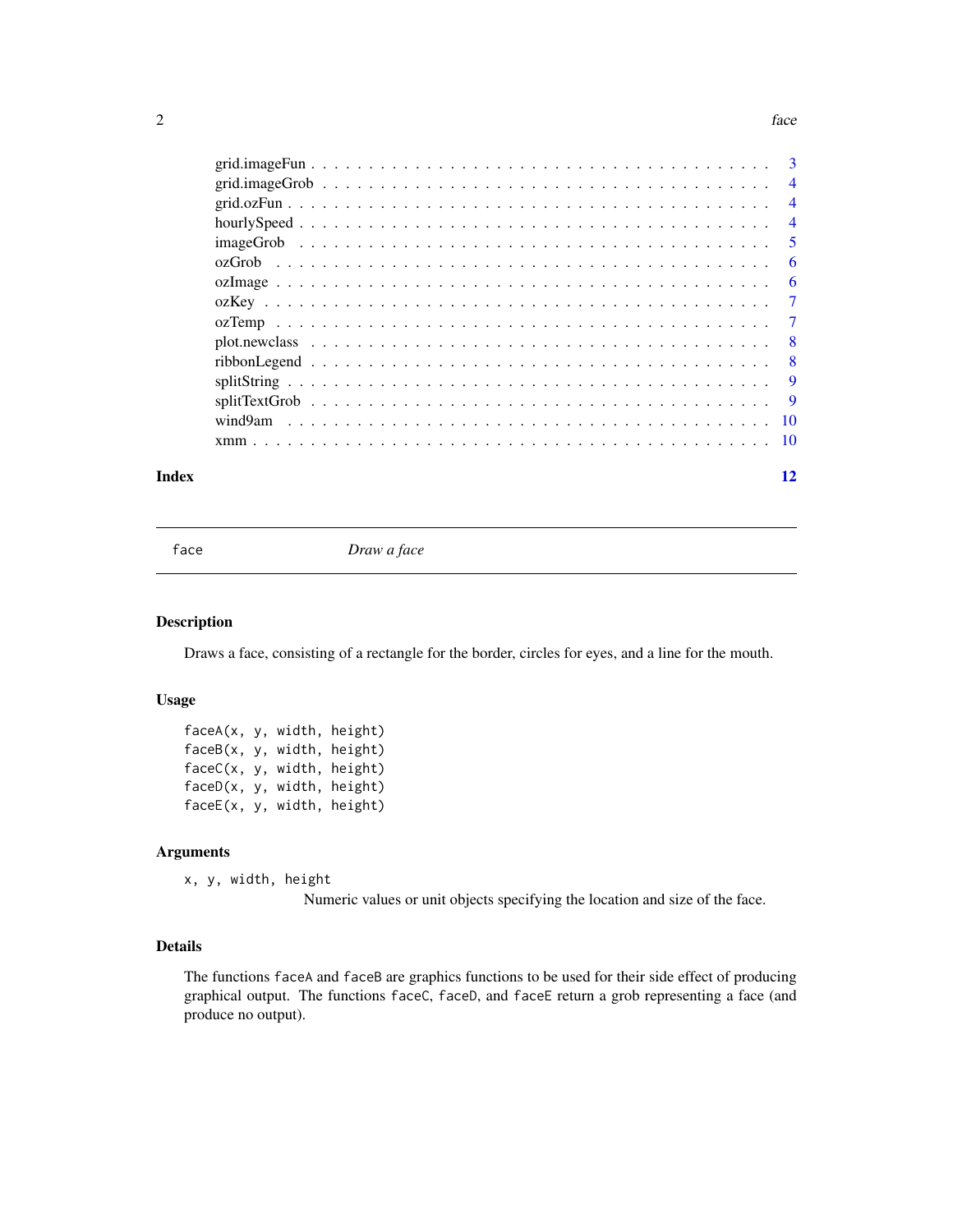grid.imageFun . . . . . . . . . . . . . . . . . . . . . . . . . . . . . . . . . . . . . 3
grid.imageGrob . . . . . . . . . . . . . . . . . . . . . . . . . . . . . . . . . . . . . 4
grid.ozFun . . . . . . . . . . . . . . . . . . . . . . . . . . . . . . . . . . . . . . . 4
hourlySpeed . . . . . . . . . . . . . . . . . . . . . . . . . . . . . . . . . . . . . . 4
imageGrob . . . . . . . . . . . . . . . . . . . . . . . . . . . . . . . . . . . . . . . 5
ozGrob . . . . . . . . . . . . . . . . . . . . . . . . . . . . . . . . . . . . . . . . 6
ozImage . . . . . . . . . . . . . . . . . . . . . . . . . . . . . . . . . . . . . . . . 6
ozKey . . . . . . . . . . . . . . . . . . . . . . . . . . . . . . . . . . . . . . . . . 7
ozTemp . . . . . . . . . . . . . . . . . . . . . . . . . . . . . . . . . . . . . . . . 7
plot.newclass . . . . . . . . . . . . . . . . . . . . . . . . . . . . . . . . . . . . . 8
ribbonLegend . . . . . . . . . . . . . . . . . . . . . . . . . . . . . . . . . . . . . 8
splitString . . . . . . . . . . . . . . . . . . . . . . . . . . . . . . . . . . . . . . 9
splitTextGrob . . . . . . . . . . . . . . . . . . . . . . . . . . . . . . . . . . . . . 9
wind9am . . . . . . . . . . . . . . . . . . . . . . . . . . . . . . . . . . . . . . . 10
xmm . . . . . . . . . . . . . . . . . . . . . . . . . . . . . . . . . . . . . . . . . 10

**Index** **12**

---

`face` *Draw a face*

---

### Description

Draws a face, consisting of a rectangle for the border, circles for eyes, and a line for the mouth.

### Usage

```
faceA(x, y, width, height)
faceB(x, y, width, height)
faceC(x, y, width, height)
faceD(x, y, width, height)
faceE(x, y, width, height)
```

### Arguments

`x, y, width, height`
Numeric values or unit objects specifying the location and size of the face.

### Details

The functions `faceA` and `faceB` are graphics functions to be used for their side effect of producing graphical output. The functions `faceC`, `faceD`, and `faceE` return a grob representing a face (and produce no output).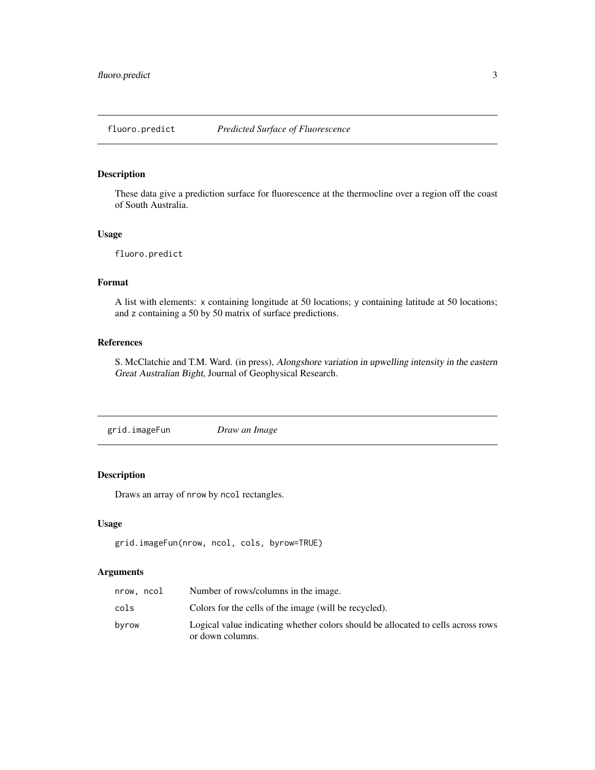## fluoro.predict *Predicted Surface of Fluorescence*

### Description

These data give a prediction surface for fluorescence at the thermocline over a region off the coast of South Australia.

### Usage

```
fluoro.predict
```

### Format

A list with elements: `x` containing longitude at 50 locations; `y` containing latitude at 50 locations; and `z` containing a 50 by 50 matrix of surface predictions.

### References

S. McClatchie and T.M. Ward. (in press), *Alongshore variation in upwelling intensity in the eastern Great Australian Bight*, Journal of Geophysical Research.

## grid.imageFun *Draw an Image*

### Description

Draws an array of `nrow` by `ncol` rectangles.

### Usage

```
grid.imageFun(nrow, ncol, cols, byrow=TRUE)
```

### Arguments

| | |
|---|---|
| `nrow, ncol` | Number of rows/columns in the image. |
| `cols` | Colors for the cells of the image (will be recycled). |
| `byrow` | Logical value indicating whether colors should be allocated to cells across rows or down columns. |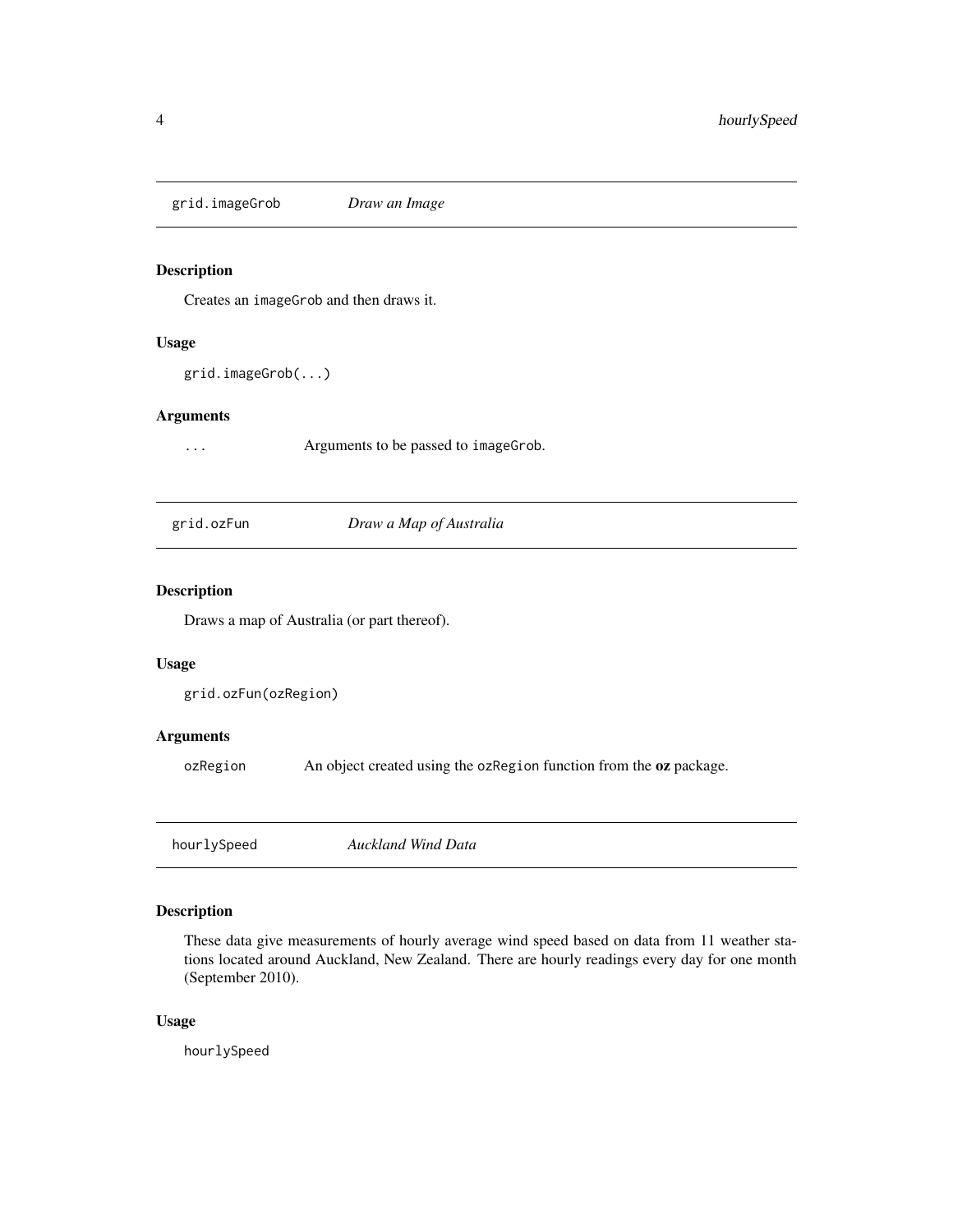## grid.imageGrob *Draw an Image*

### Description

Creates an imageGrob and then draws it.

### Usage

```
grid.imageGrob(...)
```

### Arguments

... Arguments to be passed to imageGrob.

## grid.ozFun *Draw a Map of Australia*

### Description

Draws a map of Australia (or part thereof).

### Usage

```
grid.ozFun(ozRegion)
```

### Arguments

ozRegion An object created using the ozRegion function from the **oz** package.

## hourlySpeed *Auckland Wind Data*

### Description

These data give measurements of hourly average wind speed based on data from 11 weather stations located around Auckland, New Zealand. There are hourly readings every day for one month (September 2010).

### Usage

```
hourlySpeed
```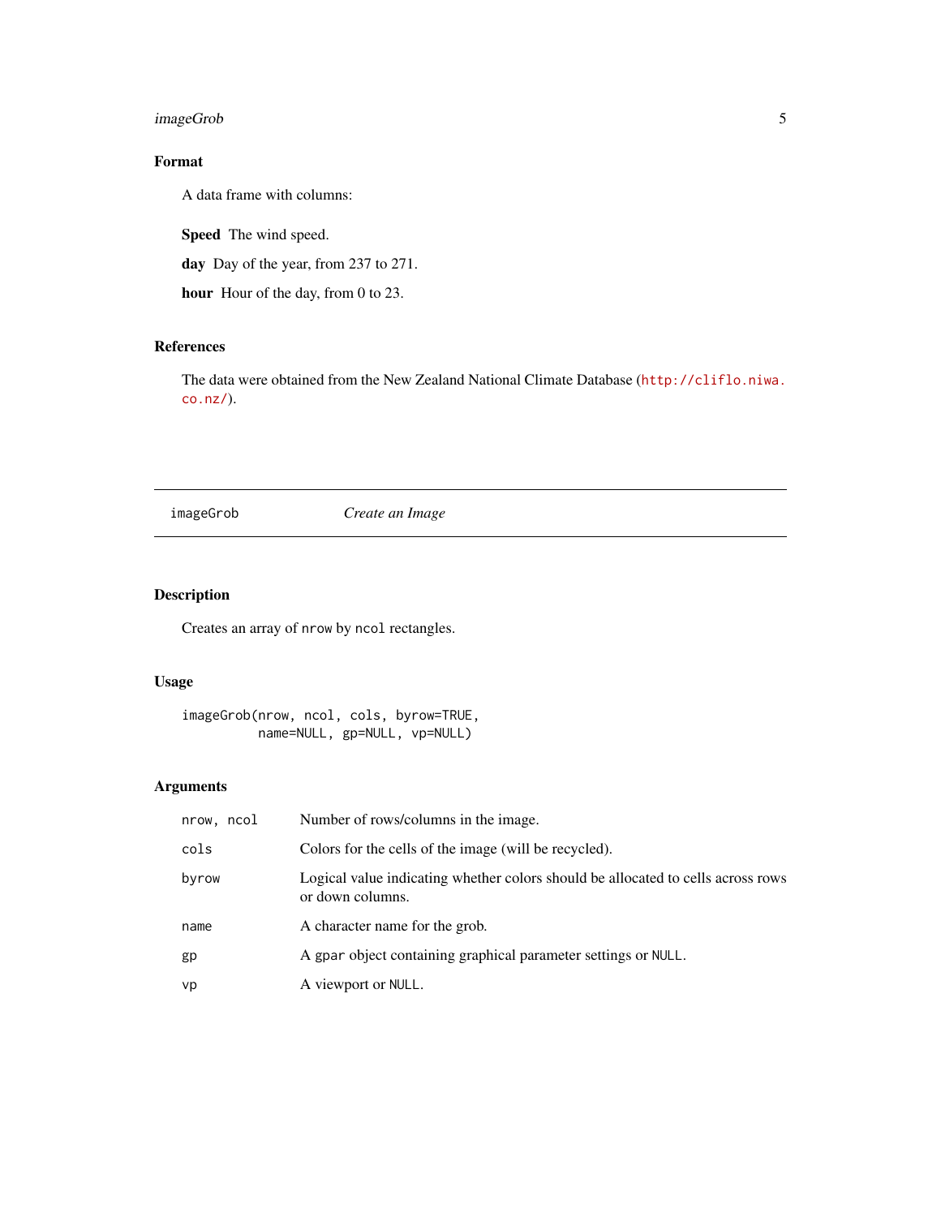### Format

A data frame with columns:

**Speed** The wind speed.

**day** Day of the year, from 237 to 271.

**hour** Hour of the day, from 0 to 23.

### References

The data were obtained from the New Zealand National Climate Database (http://cliflo.niwa.co.nz/).

---

## imageGrob    *Create an Image*

---

### Description

Creates an array of `nrow` by `ncol` rectangles.

### Usage

```
imageGrob(nrow, ncol, cols, byrow=TRUE,
          name=NULL, gp=NULL, vp=NULL)
```

### Arguments

| | |
|---|---|
| `nrow, ncol` | Number of rows/columns in the image. |
| `cols` | Colors for the cells of the image (will be recycled). |
| `byrow` | Logical value indicating whether colors should be allocated to cells across rows or down columns. |
| `name` | A character name for the grob. |
| `gp` | A `gpar` object containing graphical parameter settings or `NULL`. |
| `vp` | A viewport or `NULL`. |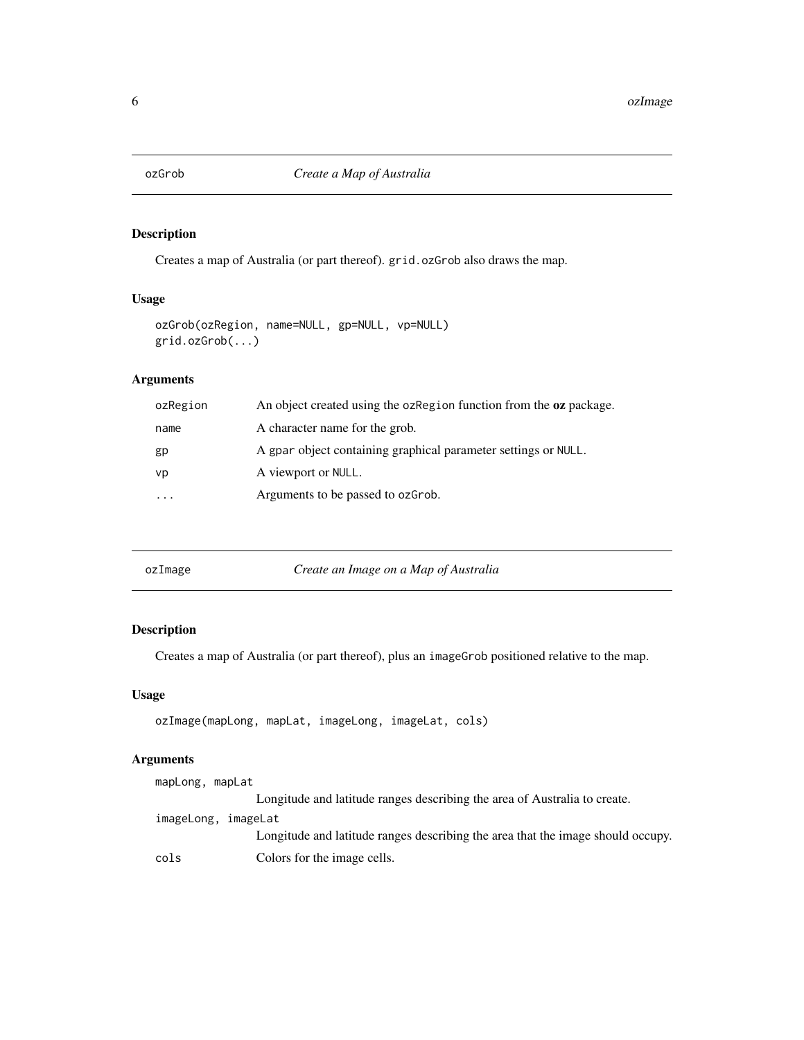## ozGrob — *Create a Map of Australia*

### Description

Creates a map of Australia (or part thereof). `grid.ozGrob` also draws the map.

### Usage

```
ozGrob(ozRegion, name=NULL, gp=NULL, vp=NULL)
grid.ozGrob(...)
```

### Arguments

| | |
|---|---|
| `ozRegion` | An object created using the `ozRegion` function from the **oz** package. |
| `name` | A character name for the grob. |
| `gp` | A `gpar` object containing graphical parameter settings or `NULL`. |
| `vp` | A viewport or `NULL`. |
| `...` | Arguments to be passed to `ozGrob`. |

## ozImage — *Create an Image on a Map of Australia*

### Description

Creates a map of Australia (or part thereof), plus an `imageGrob` positioned relative to the map.

### Usage

```
ozImage(mapLong, mapLat, imageLong, imageLat, cols)
```

### Arguments

| | |
|---|---|
| `mapLong, mapLat` | Longitude and latitude ranges describing the area of Australia to create. |
| `imageLong, imageLat` | Longitude and latitude ranges describing the area that the image should occupy. |
| `cols` | Colors for the image cells. |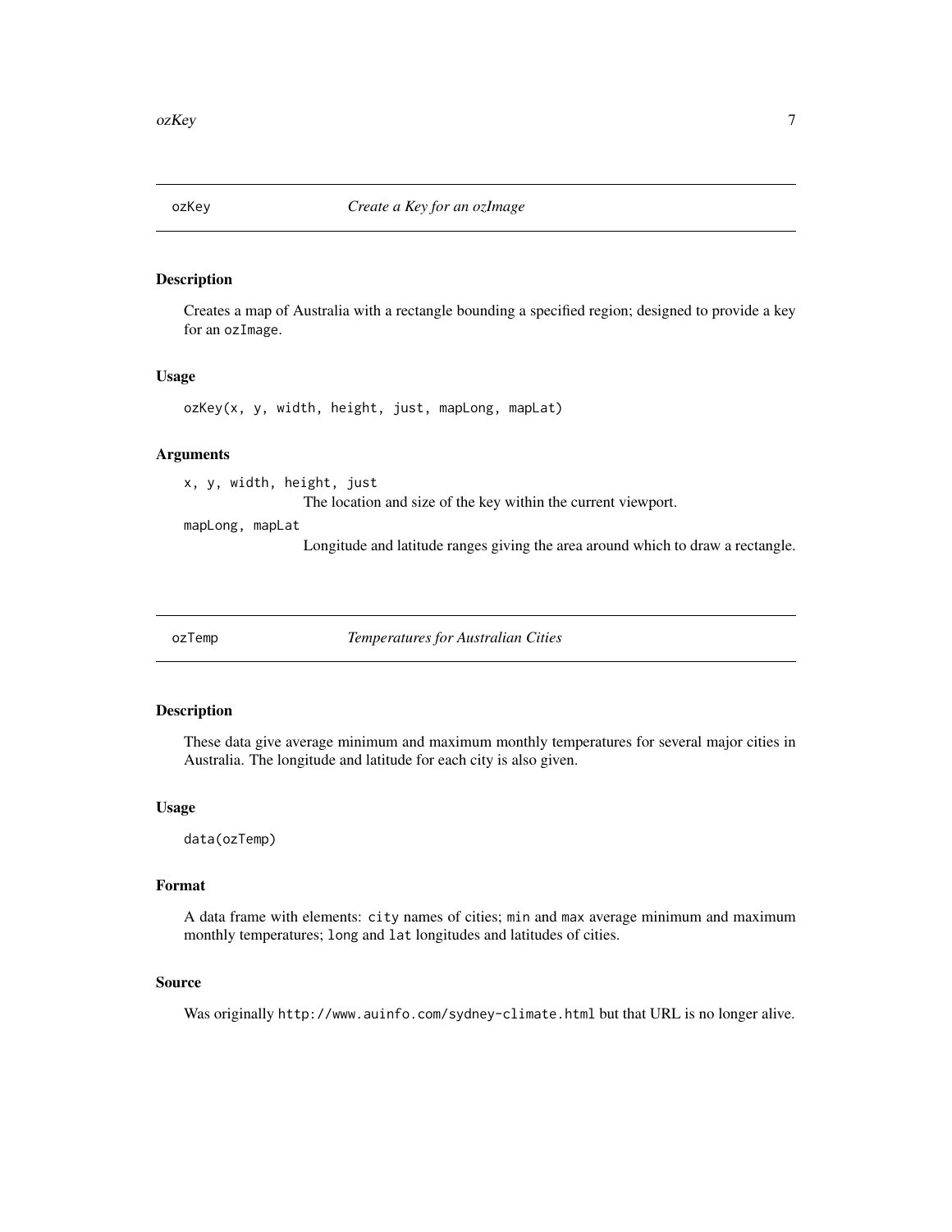## ozKey *Create a Key for an ozImage*

### Description

Creates a map of Australia with a rectangle bounding a specified region; designed to provide a key for an `ozImage`.

### Usage

```
ozKey(x, y, width, height, just, mapLong, mapLat)
```

### Arguments

`x, y, width, height, just`
: The location and size of the key within the current viewport.

`mapLong, mapLat`
: Longitude and latitude ranges giving the area around which to draw a rectangle.

## ozTemp *Temperatures for Australian Cities*

### Description

These data give average minimum and maximum monthly temperatures for several major cities in Australia. The longitude and latitude for each city is also given.

### Usage

```
data(ozTemp)
```

### Format

A data frame with elements: `city` names of cities; `min` and `max` average minimum and maximum monthly temperatures; `long` and `lat` longitudes and latitudes of cities.

### Source

Was originally `http://www.auinfo.com/sydney-climate.html` but that URL is no longer alive.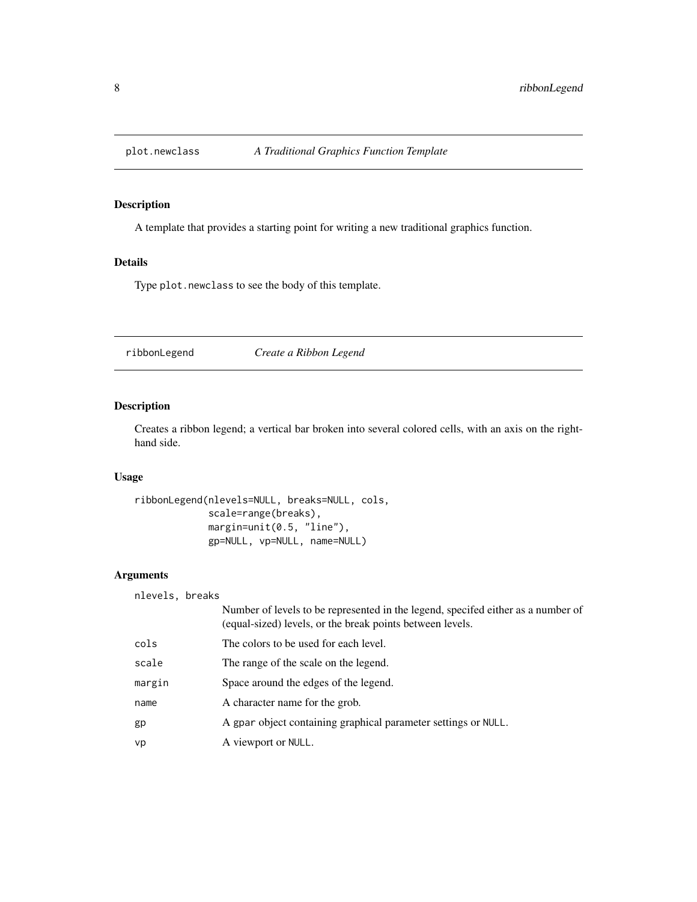## plot.newclass — *A Traditional Graphics Function Template*

### Description

A template that provides a starting point for writing a new traditional graphics function.

### Details

Type `plot.newclass` to see the body of this template.

## ribbonLegend — *Create a Ribbon Legend*

### Description

Creates a ribbon legend; a vertical bar broken into several colored cells, with an axis on the right-hand side.

### Usage

```
ribbonLegend(nlevels=NULL, breaks=NULL, cols,
             scale=range(breaks),
             margin=unit(0.5, "line"),
             gp=NULL, vp=NULL, name=NULL)
```

### Arguments

| Argument | Description |
|---|---|
| `nlevels, breaks` | Number of levels to be represented in the legend, specifed either as a number of (equal-sized) levels, or the break points between levels. |
| `cols` | The colors to be used for each level. |
| `scale` | The range of the scale on the legend. |
| `margin` | Space around the edges of the legend. |
| `name` | A character name for the grob. |
| `gp` | A `gpar` object containing graphical parameter settings or `NULL`. |
| `vp` | A viewport or `NULL`. |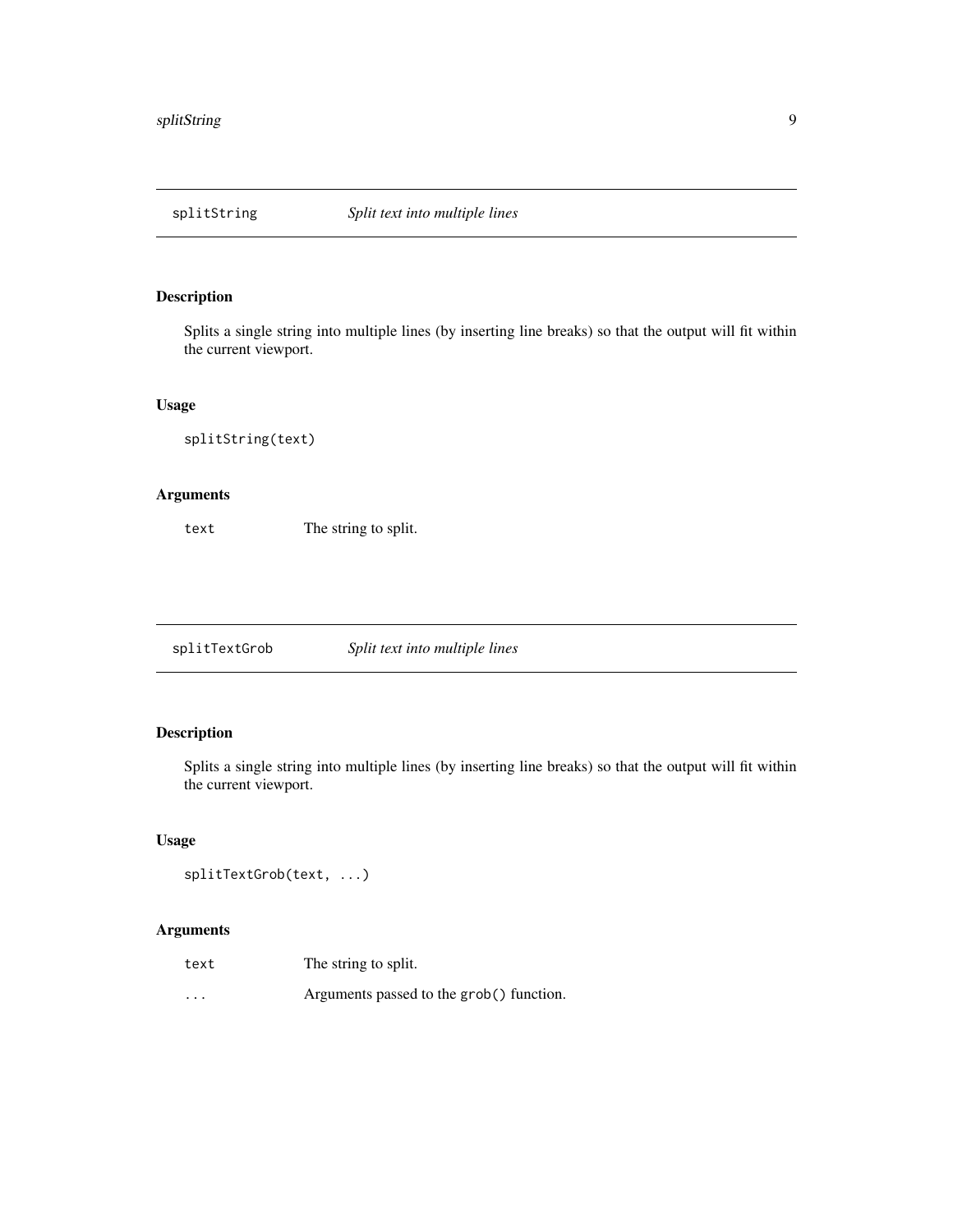## splitString — *Split text into multiple lines*

### Description

Splits a single string into multiple lines (by inserting line breaks) so that the output will fit within the current viewport.

### Usage

```
splitString(text)
```

### Arguments

| | |
|---|---|
| `text` | The string to split. |

## splitTextGrob — *Split text into multiple lines*

### Description

Splits a single string into multiple lines (by inserting line breaks) so that the output will fit within the current viewport.

### Usage

```
splitTextGrob(text, ...)
```

### Arguments

| | |
|---|---|
| `text` | The string to split. |
| `...` | Arguments passed to the `grob()` function. |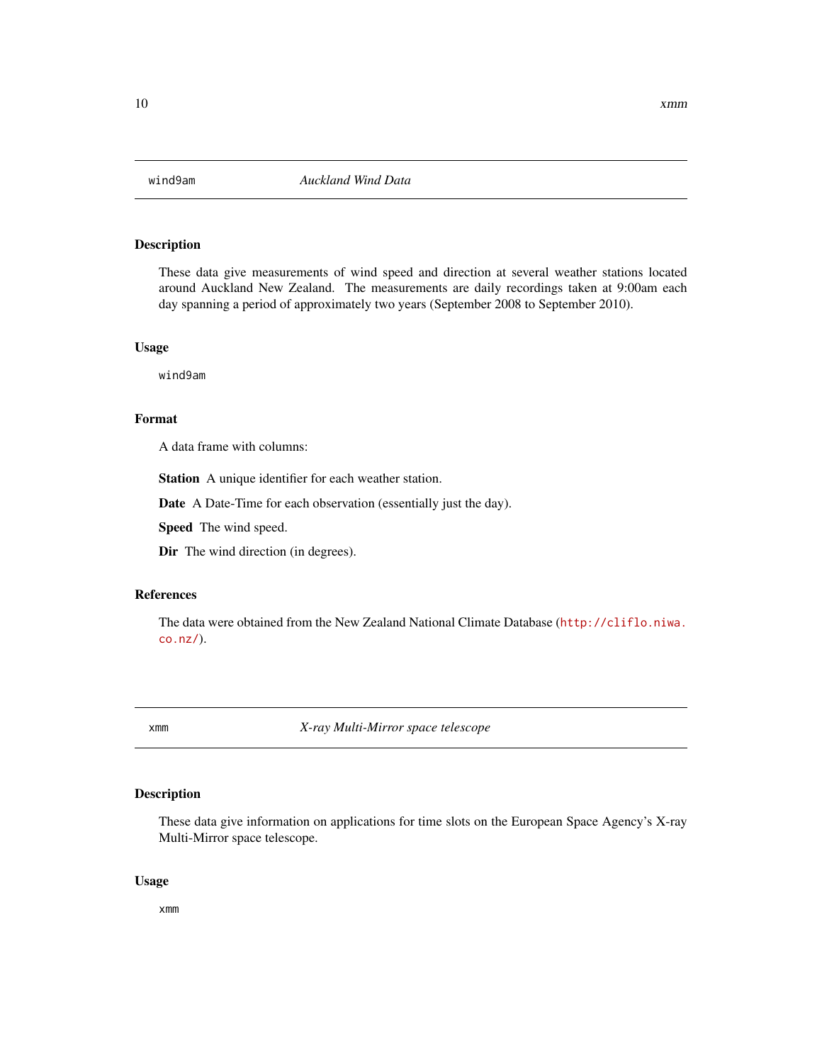## wind9am — *Auckland Wind Data*

### Description

These data give measurements of wind speed and direction at several weather stations located around Auckland New Zealand. The measurements are daily recordings taken at 9:00am each day spanning a period of approximately two years (September 2008 to September 2010).

### Usage

```
wind9am
```

### Format

A data frame with columns:

**Station** A unique identifier for each weather station.

**Date** A Date-Time for each observation (essentially just the day).

**Speed** The wind speed.

**Dir** The wind direction (in degrees).

### References

The data were obtained from the New Zealand National Climate Database (http://cliflo.niwa.co.nz/).

## xmm — *X-ray Multi-Mirror space telescope*

### Description

These data give information on applications for time slots on the European Space Agency's X-ray Multi-Mirror space telescope.

### Usage

```
xmm
```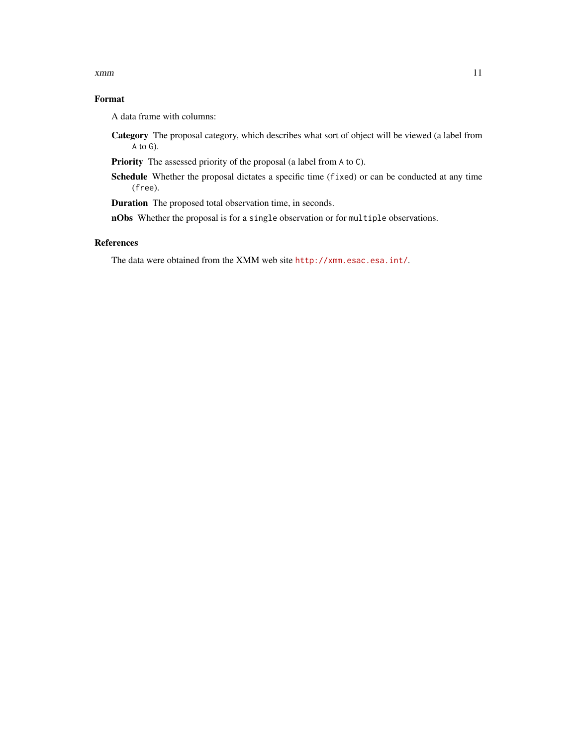## Format

A data frame with columns:

**Category** The proposal category, which describes what sort of object will be viewed (a label from `A` to `G`).

**Priority** The assessed priority of the proposal (a label from `A` to `C`).

**Schedule** Whether the proposal dictates a specific time (`fixed`) or can be conducted at any time (`free`).

**Duration** The proposed total observation time, in seconds.

**nObs** Whether the proposal is for a `single` observation or for `multiple` observations.

## References

The data were obtained from the XMM web site http://xmm.esac.esa.int/.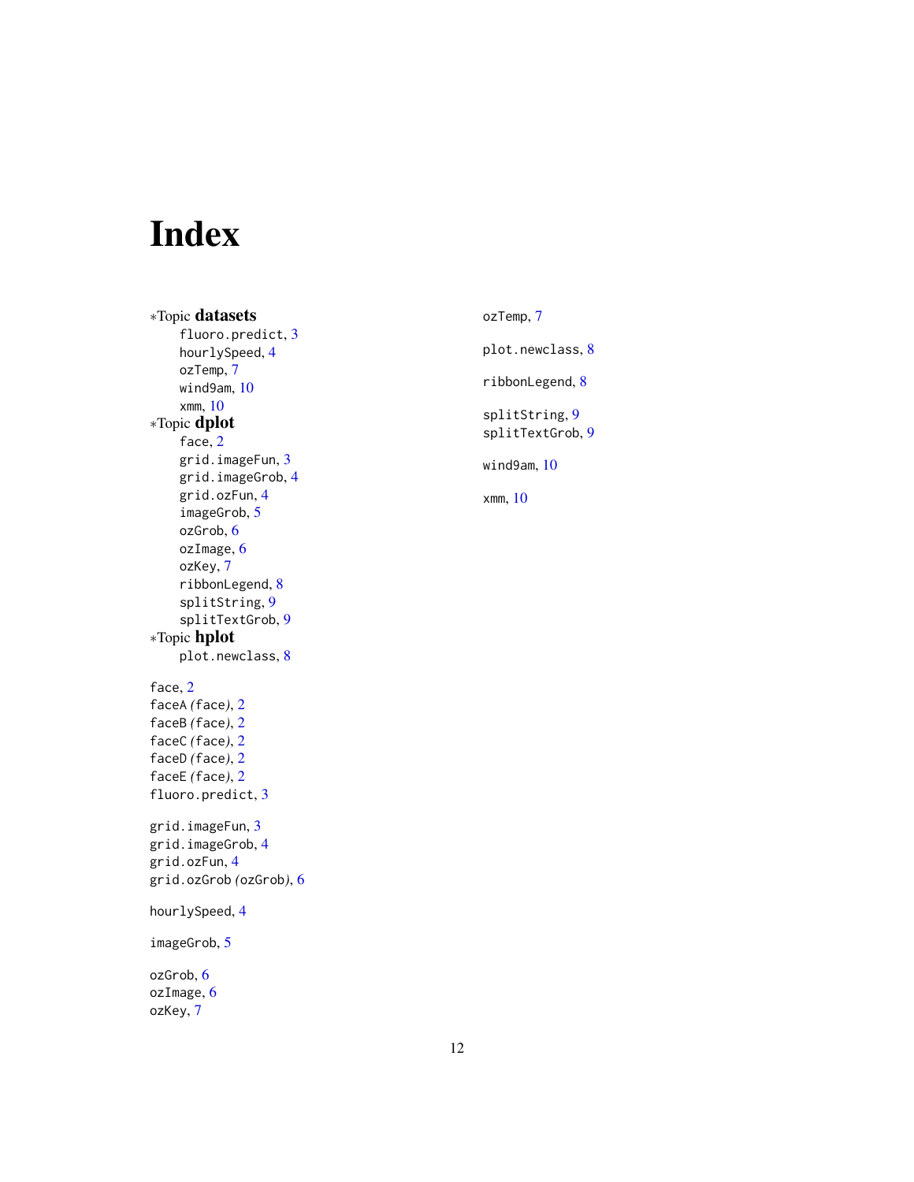# Index

*Topic **datasets**
- fluoro.predict, 3
- hourlySpeed, 4
- ozTemp, 7
- wind9am, 10
- xmm, 10

*Topic **dplot**
- face, 2
- grid.imageFun, 3
- grid.imageGrob, 4
- grid.ozFun, 4
- imageGrob, 5
- ozGrob, 6
- ozImage, 6
- ozKey, 7
- ribbonLegend, 8
- splitString, 9
- splitTextGrob, 9

*Topic **hplot**
- plot.newclass, 8

face, 2
faceA *(face)*, 2
faceB *(face)*, 2
faceC *(face)*, 2
faceD *(face)*, 2
faceE *(face)*, 2
fluoro.predict, 3

grid.imageFun, 3
grid.imageGrob, 4
grid.ozFun, 4
grid.ozGrob *(ozGrob)*, 6

hourlySpeed, 4

imageGrob, 5

ozGrob, 6
ozImage, 6
ozKey, 7
ozTemp, 7

plot.newclass, 8

ribbonLegend, 8

splitString, 9
splitTextGrob, 9

wind9am, 10

xmm, 10